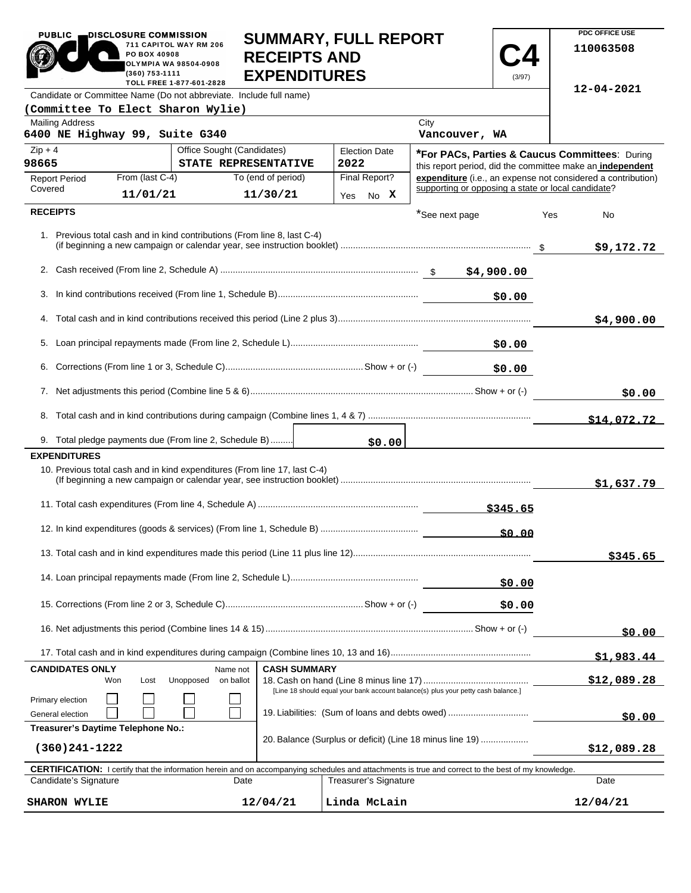PUBLIC DISCLOSURE COMMISSION
711 CAPITOL WAY RM 206
PO BOX 40908
OLYMPIA WA 98504-0908
(360) 753-1111
TOLL FREE 1-877-601-2828

# SUMMARY, FULL REPORT RECEIPTS AND EXPENDITURES

**C4** (3/97)

PDC OFFICE USE
110063508

12-04-2021

| Candidate or Committee Name (Do not abbreviate. Include full name) | | | |
|---|---|---|---|
| (Committee To Elect Sharon Wylie) | | | |
| **Mailing Address** | | **City** | |
| 6400 NE Highway 99, Suite G340 | | Vancouver, WA | |
| **Zip + 4** | **Office Sought (Candidates)** | **Election Date** | |
| 98665 | STATE REPRESENTATIVE | 2022 | |
| **Report Period Covered** | From (last C-4): 11/01/21 | To (end of period): 11/30/21 | Final Report? Yes No X |

***For PACs, Parties & Caucus Committees**: During this report period, did the committee make an **independent expenditure** (i.e., an expense not considered a contribution) supporting or opposing a state or local candidate?

*See next page Yes No

## RECEIPTS

| Line | Description | Amount | Total |
|---|---|---|---|
| 1. | Previous total cash and in kind contributions (From line 8, last C-4) (if beginning a new campaign or calendar year, see instruction booklet) | | $9,172.72 |
| 2. | Cash received (From line 2, Schedule A) | $4,900.00 | |
| 3. | In kind contributions received (From line 1, Schedule B) | $0.00 | |
| 4. | Total cash and in kind contributions received this period (Line 2 plus 3) | | $4,900.00 |
| 5. | Loan principal repayments made (From line 2, Schedule L) | $0.00 | |
| 6. | Corrections (From line 1 or 3, Schedule C) Show + or (-) | $0.00 | |
| 7. | Net adjustments this period (Combine line 5 & 6) Show + or (-) | | $0.00 |
| 8. | Total cash and in kind contributions during campaign (Combine lines 1, 4 & 7) | | $14,072.72 |
| 9. | Total pledge payments due (From line 2, Schedule B) | $0.00 | |

## EXPENDITURES

| Line | Description | Amount | Total |
|---|---|---|---|
| 10. | Previous total cash and in kind expenditures (From line 17, last C-4) (If beginning a new campaign or calendar year, see instruction booklet) | | $1,637.79 |
| 11. | Total cash expenditures (From line 4, Schedule A) | $345.65 | |
| 12. | In kind expenditures (goods & services) (From line 1, Schedule B) | $0.00 | |
| 13. | Total cash and in kind expenditures made this period (Line 11 plus line 12) | | $345.65 |
| 14. | Loan principal repayments made (From line 2, Schedule L) | $0.00 | |
| 15. | Corrections (From line 2 or 3, Schedule C) Show + or (-) | $0.00 | |
| 16. | Net adjustments this period (Combine lines 14 & 15) Show + or (-) | | $0.00 |
| 17. | Total cash and in kind expenditures during campaign (Combine lines 10, 13 and 16) | | $1,983.44 |

| CANDIDATES ONLY | Won | Lost | Unopposed | Name not on ballot |
|---|---|---|---|---|
| Primary election | ☐ | ☐ | ☐ | ☐ |
| General election | ☐ | ☐ | ☐ | ☐ |

**Treasurer's Daytime Telephone No.:** (360)241-1222

## CASH SUMMARY

| Line | Description | Amount |
|---|---|---|
| 18. | Cash on hand (Line 8 minus line 17) [Line 18 should equal your bank account balance(s) plus your petty cash balance.] | $12,089.28 |
| 19. | Liabilities: (Sum of loans and debts owed) | $0.00 |
| 20. | Balance (Surplus or deficit) (Line 18 minus line 19) | $12,089.28 |

**CERTIFICATION:** I certify that the information herein and on accompanying schedules and attachments is true and correct to the best of my knowledge.

| Candidate's Signature | Date | Treasurer's Signature | Date |
|---|---|---|---|
| SHARON WYLIE | 12/04/21 | Linda McLain | 12/04/21 |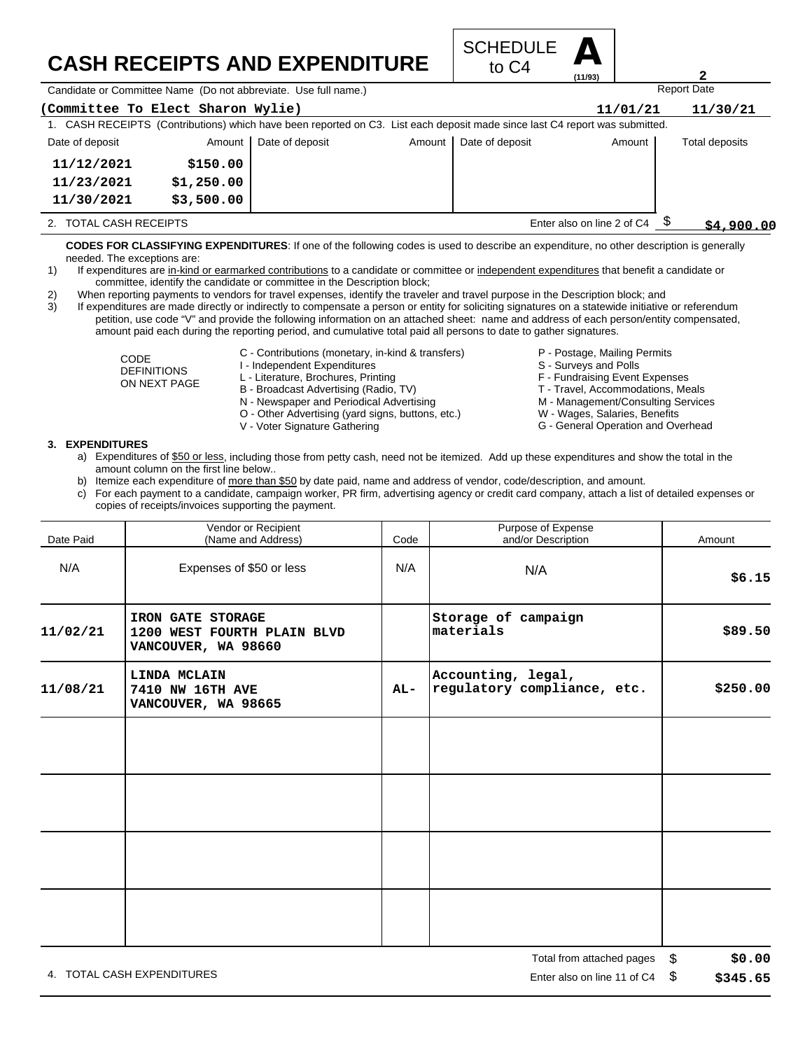# CASH RECEIPTS AND EXPENDITURE

SCHEDULE **A** to C4 (11/93)

Candidate or Committee Name (Do not abbreviate. Use full name.)

**(Committee To Elect Sharon Wylie)**

Report Date: **11/01/21** **11/30/21**

1. CASH RECEIPTS (Contributions) which have been reported on C3. List each deposit made since last C4 report was submitted.

| Date of deposit | Amount | Date of deposit | Amount | Date of deposit | Amount | Total deposits |
|---|---|---|---|---|---|---|
| 11/12/2021 | $150.00 | | | | | |
| 11/23/2021 | $1,250.00 | | | | | |
| 11/30/2021 | $3,500.00 | | | | | |

2. TOTAL CASH RECEIPTS — Enter also on line 2 of C4 $ **$4,900.00**

**CODES FOR CLASSIFYING EXPENDITURES**: If one of the following codes is used to describe an expenditure, no other description is generally needed. The exceptions are:

1) If expenditures are in-kind or earmarked contributions to a candidate or committee or independent expenditures that benefit a candidate or committee, identify the candidate or committee in the Description block;
2) When reporting payments to vendors for travel expenses, identify the traveler and travel purpose in the Description block; and
3) If expenditures are made directly or indirectly to compensate a person or entity for soliciting signatures on a statewide initiative or referendum petition, use code "V" and provide the following information on an attached sheet: name and address of each person/entity compensated, amount paid each during the reporting period, and cumulative total paid all persons to date to gather signatures.

CODE DEFINITIONS ON NEXT PAGE

- C - Contributions (monetary, in-kind & transfers)
- I - Independent Expenditures
- L - Literature, Brochures, Printing
- B - Broadcast Advertising (Radio, TV)
- N - Newspaper and Periodical Advertising
- O - Other Advertising (yard signs, buttons, etc.)
- V - Voter Signature Gathering
- P - Postage, Mailing Permits
- S - Surveys and Polls
- F - Fundraising Event Expenses
- T - Travel, Accommodations, Meals
- M - Management/Consulting Services
- W - Wages, Salaries, Benefits
- G - General Operation and Overhead

**3. EXPENDITURES**

a) Expenditures of $50 or less, including those from petty cash, need not be itemized. Add up these expenditures and show the total in the amount column on the first line below..
b) Itemize each expenditure of more than $50 by date paid, name and address of vendor, code/description, and amount.
c) For each payment to a candidate, campaign worker, PR firm, advertising agency or credit card company, attach a list of detailed expenses or copies of receipts/invoices supporting the payment.

| Date Paid | Vendor or Recipient (Name and Address) | Code | Purpose of Expense and/or Description | Amount |
|---|---|---|---|---|
| N/A | Expenses of $50 or less | N/A | N/A | $6.15 |
| 11/02/21 | IRON GATE STORAGE 1200 WEST FOURTH PLAIN BLVD VANCOUVER, WA 98660 | | Storage of campaign materials | $89.50 |
| 11/08/21 | LINDA MCLAIN 7410 NW 16TH AVE VANCOUVER, WA 98665 | AL- | Accounting, legal, regulatory compliance, etc. | $250.00 |
| | | | | |
| | | | | |
| | | | | |
| | | | | |

Total from attached pages $ **$0.00**

4. TOTAL CASH EXPENDITURES — Enter also on line 11 of C4 $ **$345.65**